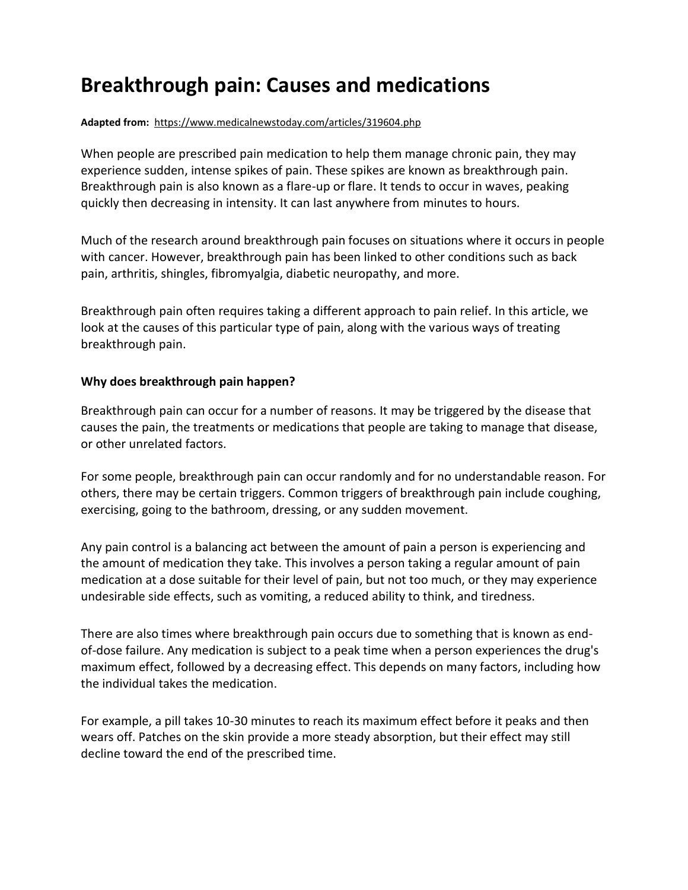# Breakthrough pain: Causes and medications

**Adapted from:** https://www.medicalnewstoday.com/articles/319604.php

When people are prescribed pain medication to help them manage chronic pain, they may experience sudden, intense spikes of pain. These spikes are known as breakthrough pain. Breakthrough pain is also known as a flare-up or flare. It tends to occur in waves, peaking quickly then decreasing in intensity. It can last anywhere from minutes to hours.

Much of the research around breakthrough pain focuses on situations where it occurs in people with cancer. However, breakthrough pain has been linked to other conditions such as back pain, arthritis, shingles, fibromyalgia, diabetic neuropathy, and more.

Breakthrough pain often requires taking a different approach to pain relief. In this article, we look at the causes of this particular type of pain, along with the various ways of treating breakthrough pain.

**Why does breakthrough pain happen?**

Breakthrough pain can occur for a number of reasons. It may be triggered by the disease that causes the pain, the treatments or medications that people are taking to manage that disease, or other unrelated factors.

For some people, breakthrough pain can occur randomly and for no understandable reason. For others, there may be certain triggers. Common triggers of breakthrough pain include coughing, exercising, going to the bathroom, dressing, or any sudden movement.

Any pain control is a balancing act between the amount of pain a person is experiencing and the amount of medication they take. This involves a person taking a regular amount of pain medication at a dose suitable for their level of pain, but not too much, or they may experience undesirable side effects, such as vomiting, a reduced ability to think, and tiredness.

There are also times where breakthrough pain occurs due to something that is known as end-of-dose failure. Any medication is subject to a peak time when a person experiences the drug's maximum effect, followed by a decreasing effect. This depends on many factors, including how the individual takes the medication.

For example, a pill takes 10-30 minutes to reach its maximum effect before it peaks and then wears off. Patches on the skin provide a more steady absorption, but their effect may still decline toward the end of the prescribed time.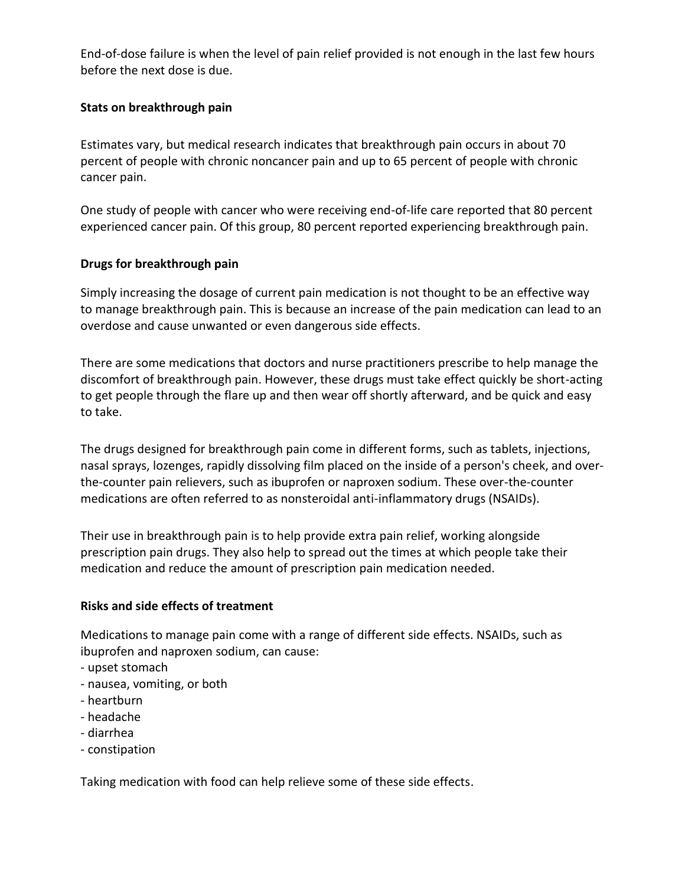End-of-dose failure is when the level of pain relief provided is not enough in the last few hours before the next dose is due.

**Stats on breakthrough pain**

Estimates vary, but medical research indicates that breakthrough pain occurs in about 70 percent of people with chronic noncancer pain and up to 65 percent of people with chronic cancer pain.

One study of people with cancer who were receiving end-of-life care reported that 80 percent experienced cancer pain. Of this group, 80 percent reported experiencing breakthrough pain.

**Drugs for breakthrough pain**

Simply increasing the dosage of current pain medication is not thought to be an effective way to manage breakthrough pain. This is because an increase of the pain medication can lead to an overdose and cause unwanted or even dangerous side effects.

There are some medications that doctors and nurse practitioners prescribe to help manage the discomfort of breakthrough pain. However, these drugs must take effect quickly be short-acting to get people through the flare up and then wear off shortly afterward, and be quick and easy to take.

The drugs designed for breakthrough pain come in different forms, such as tablets, injections, nasal sprays, lozenges, rapidly dissolving film placed on the inside of a person's cheek, and over-the-counter pain relievers, such as ibuprofen or naproxen sodium. These over-the-counter medications are often referred to as nonsteroidal anti-inflammatory drugs (NSAIDs).

Their use in breakthrough pain is to help provide extra pain relief, working alongside prescription pain drugs. They also help to spread out the times at which people take their medication and reduce the amount of prescription pain medication needed.

**Risks and side effects of treatment**

Medications to manage pain come with a range of different side effects. NSAIDs, such as ibuprofen and naproxen sodium, can cause:

- upset stomach
- nausea, vomiting, or both
- heartburn
- headache
- diarrhea
- constipation

Taking medication with food can help relieve some of these side effects.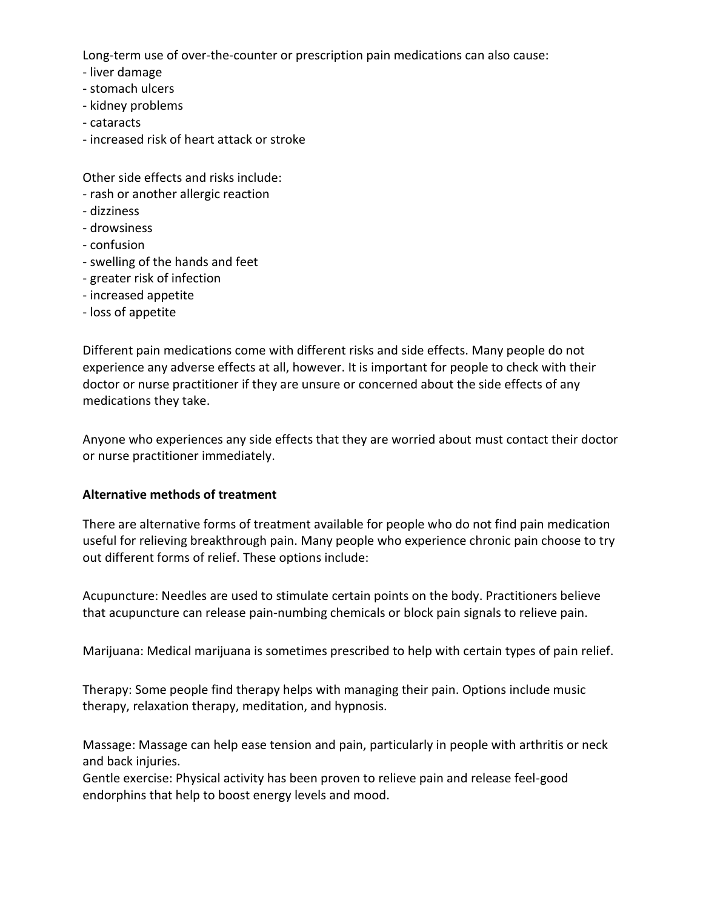Long-term use of over-the-counter or prescription pain medications can also cause:
- liver damage
- stomach ulcers
- kidney problems
- cataracts
- increased risk of heart attack or stroke

Other side effects and risks include:
- rash or another allergic reaction
- dizziness
- drowsiness
- confusion
- swelling of the hands and feet
- greater risk of infection
- increased appetite
- loss of appetite

Different pain medications come with different risks and side effects. Many people do not experience any adverse effects at all, however. It is important for people to check with their doctor or nurse practitioner if they are unsure or concerned about the side effects of any medications they take.

Anyone who experiences any side effects that they are worried about must contact their doctor or nurse practitioner immediately.

**Alternative methods of treatment**

There are alternative forms of treatment available for people who do not find pain medication useful for relieving breakthrough pain. Many people who experience chronic pain choose to try out different forms of relief. These options include:

Acupuncture: Needles are used to stimulate certain points on the body. Practitioners believe that acupuncture can release pain-numbing chemicals or block pain signals to relieve pain.

Marijuana: Medical marijuana is sometimes prescribed to help with certain types of pain relief.

Therapy: Some people find therapy helps with managing their pain. Options include music therapy, relaxation therapy, meditation, and hypnosis.

Massage: Massage can help ease tension and pain, particularly in people with arthritis or neck and back injuries.
Gentle exercise: Physical activity has been proven to relieve pain and release feel-good endorphins that help to boost energy levels and mood.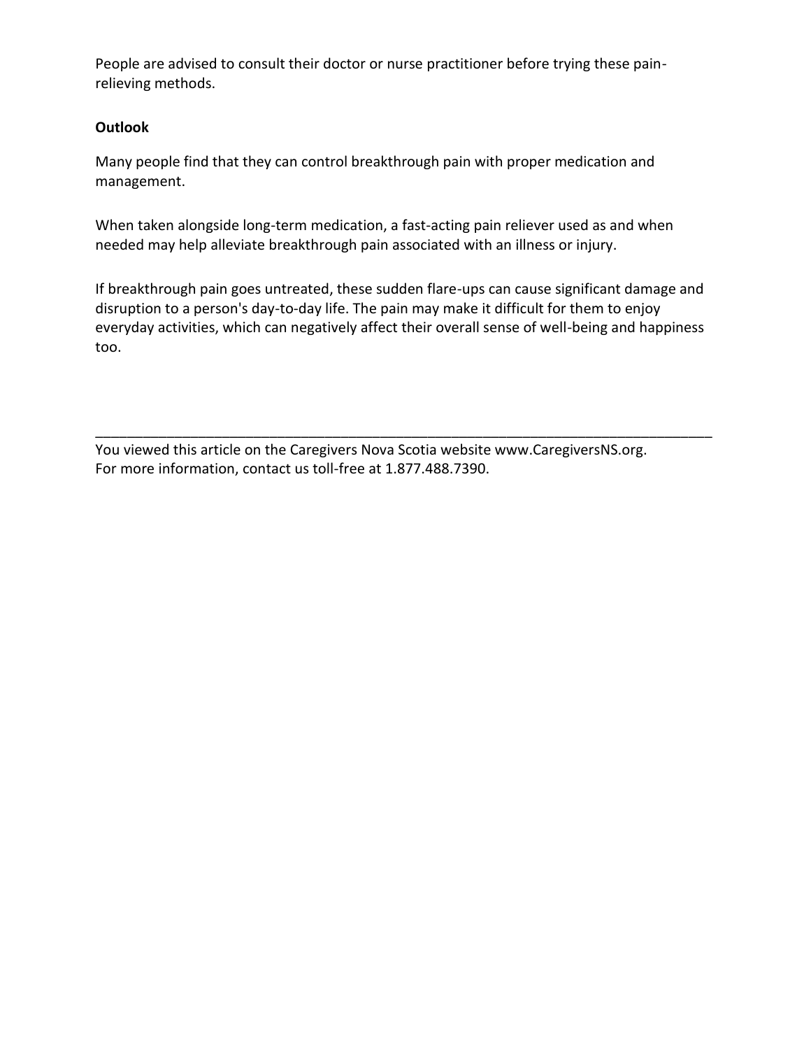People are advised to consult their doctor or nurse practitioner before trying these pain-relieving methods.

**Outlook**

Many people find that they can control breakthrough pain with proper medication and management.

When taken alongside long-term medication, a fast-acting pain reliever used as and when needed may help alleviate breakthrough pain associated with an illness or injury.

If breakthrough pain goes untreated, these sudden flare-ups can cause significant damage and disruption to a person's day-to-day life. The pain may make it difficult for them to enjoy everyday activities, which can negatively affect their overall sense of well-being and happiness too.

---

You viewed this article on the Caregivers Nova Scotia website www.CaregiversNS.org.
For more information, contact us toll-free at 1.877.488.7390.